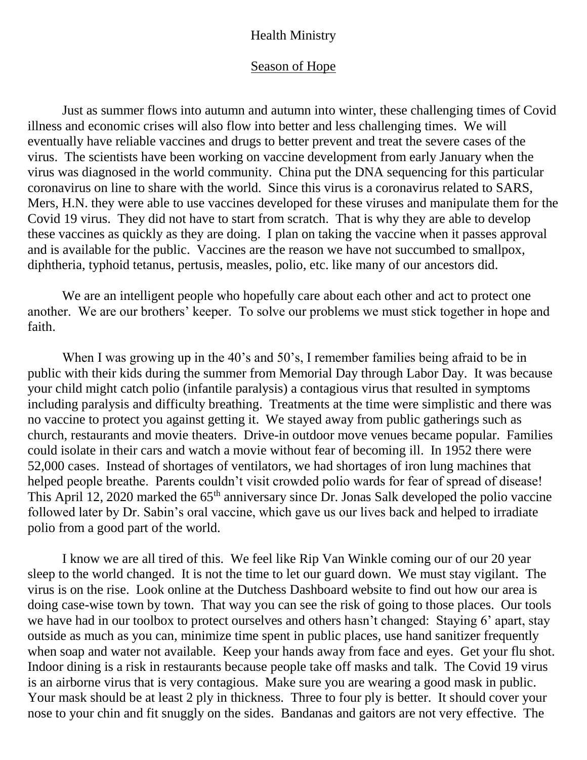Health Ministry

Season of Hope

Just as summer flows into autumn and autumn into winter, these challenging times of Covid illness and economic crises will also flow into better and less challenging times. We will eventually have reliable vaccines and drugs to better prevent and treat the severe cases of the virus. The scientists have been working on vaccine development from early January when the virus was diagnosed in the world community. China put the DNA sequencing for this particular coronavirus on line to share with the world. Since this virus is a coronavirus related to SARS, Mers, H.N. they were able to use vaccines developed for these viruses and manipulate them for the Covid 19 virus. They did not have to start from scratch. That is why they are able to develop these vaccines as quickly as they are doing. I plan on taking the vaccine when it passes approval and is available for the public. Vaccines are the reason we have not succumbed to smallpox, diphtheria, typhoid tetanus, pertusis, measles, polio, etc. like many of our ancestors did.

We are an intelligent people who hopefully care about each other and act to protect one another. We are our brothers' keeper. To solve our problems we must stick together in hope and faith.

When I was growing up in the 40's and 50's, I remember families being afraid to be in public with their kids during the summer from Memorial Day through Labor Day. It was because your child might catch polio (infantile paralysis) a contagious virus that resulted in symptoms including paralysis and difficulty breathing. Treatments at the time were simplistic and there was no vaccine to protect you against getting it. We stayed away from public gatherings such as church, restaurants and movie theaters. Drive-in outdoor move venues became popular. Families could isolate in their cars and watch a movie without fear of becoming ill. In 1952 there were 52,000 cases. Instead of shortages of ventilators, we had shortages of iron lung machines that helped people breathe. Parents couldn't visit crowded polio wards for fear of spread of disease! This April 12, 2020 marked the 65th anniversary since Dr. Jonas Salk developed the polio vaccine followed later by Dr. Sabin's oral vaccine, which gave us our lives back and helped to irradiate polio from a good part of the world.

I know we are all tired of this. We feel like Rip Van Winkle coming our of our 20 year sleep to the world changed. It is not the time to let our guard down. We must stay vigilant. The virus is on the rise. Look online at the Dutchess Dashboard website to find out how our area is doing case-wise town by town. That way you can see the risk of going to those places. Our tools we have had in our toolbox to protect ourselves and others hasn't changed: Staying 6' apart, stay outside as much as you can, minimize time spent in public places, use hand sanitizer frequently when soap and water not available. Keep your hands away from face and eyes. Get your flu shot. Indoor dining is a risk in restaurants because people take off masks and talk. The Covid 19 virus is an airborne virus that is very contagious. Make sure you are wearing a good mask in public. Your mask should be at least 2 ply in thickness. Three to four ply is better. It should cover your nose to your chin and fit snuggly on the sides. Bandanas and gaitors are not very effective. The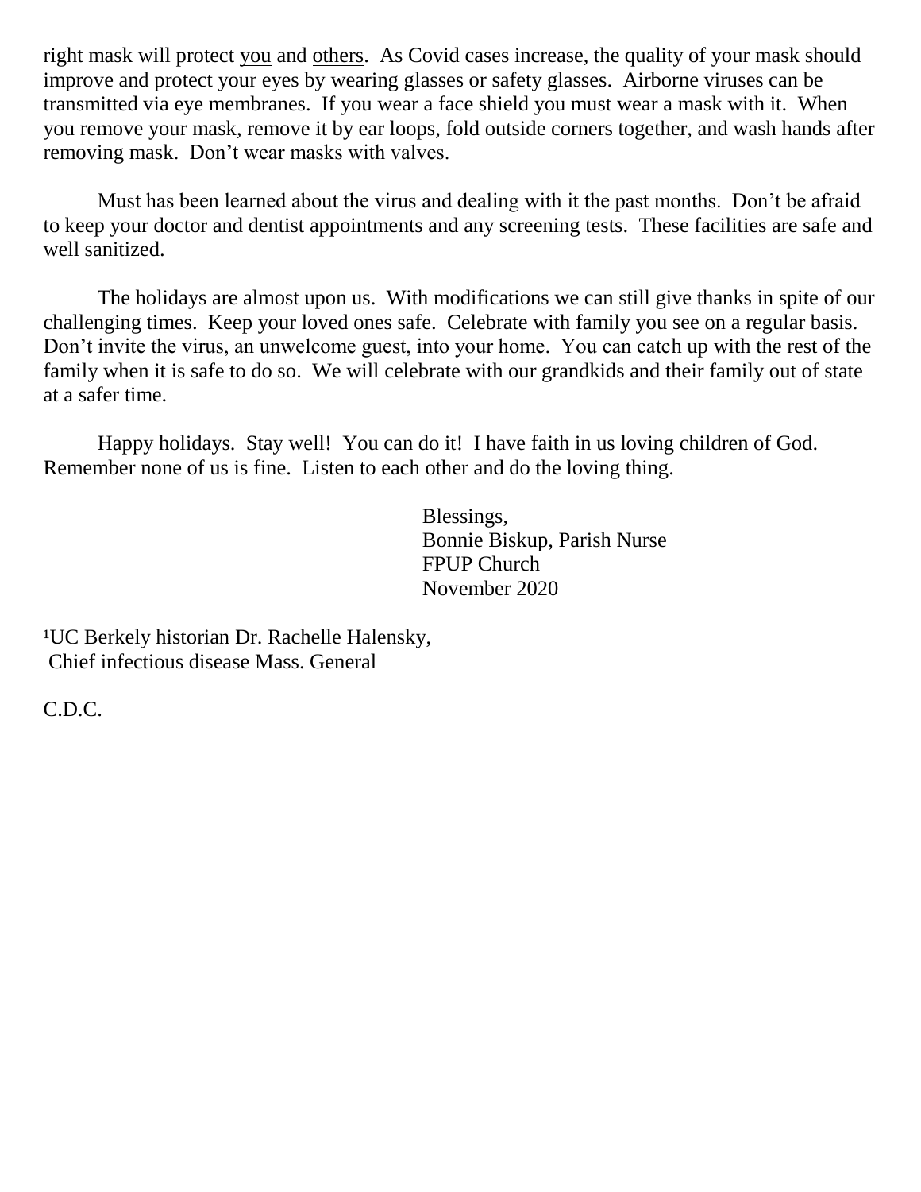right mask will protect <u>you</u> and <u>others</u>. As Covid cases increase, the quality of your mask should improve and protect your eyes by wearing glasses or safety glasses. Airborne viruses can be transmitted via eye membranes. If you wear a face shield you must wear a mask with it. When you remove your mask, remove it by ear loops, fold outside corners together, and wash hands after removing mask. Don't wear masks with valves.

Must has been learned about the virus and dealing with it the past months. Don't be afraid to keep your doctor and dentist appointments and any screening tests. These facilities are safe and well sanitized.

The holidays are almost upon us. With modifications we can still give thanks in spite of our challenging times. Keep your loved ones safe. Celebrate with family you see on a regular basis. Don't invite the virus, an unwelcome guest, into your home. You can catch up with the rest of the family when it is safe to do so. We will celebrate with our grandkids and their family out of state at a safer time.

Happy holidays. Stay well! You can do it! I have faith in us loving children of God. Remember none of us is fine. Listen to each other and do the loving thing.

Blessings,
Bonnie Biskup, Parish Nurse
FPUP Church
November 2020

[1]UC Berkely historian Dr. Rachelle Halensky,
Chief infectious disease Mass. General

C.D.C.